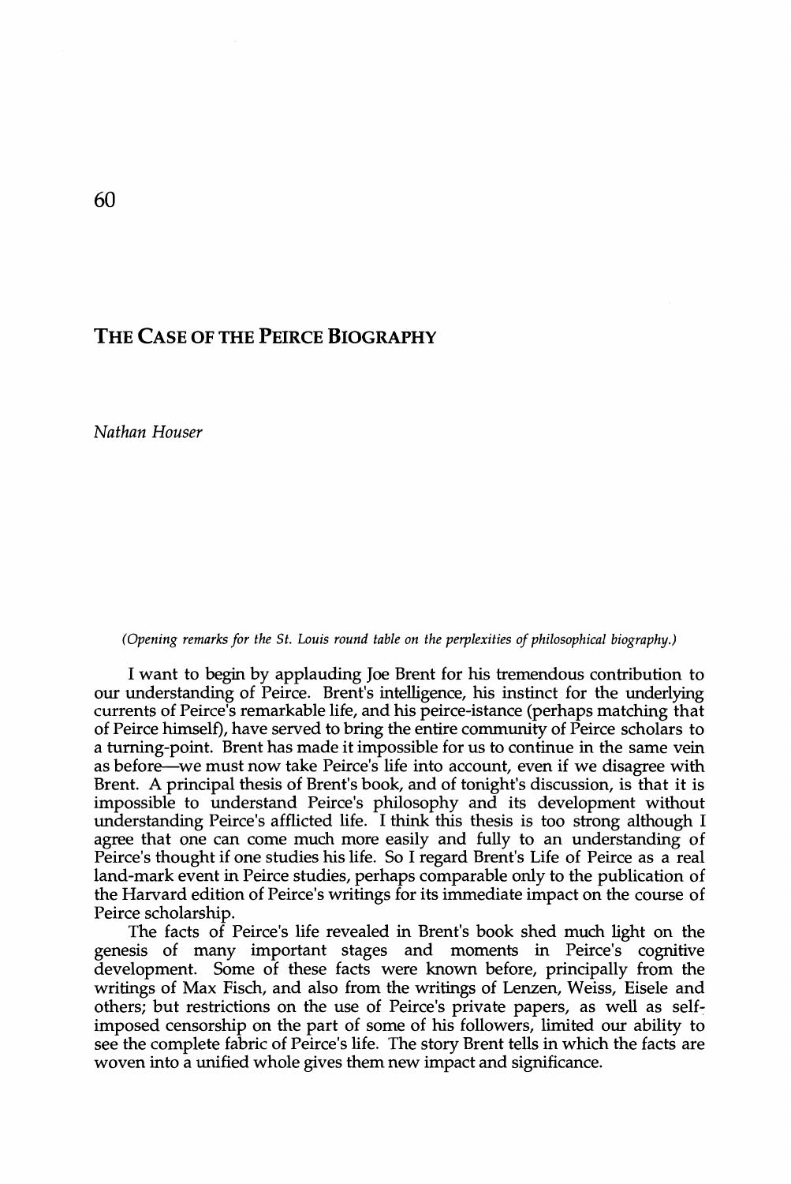# THE CASE OF THE PEIRCE BIOGRAPHY

*Nathan Houser*

*(Opening remarks for the St. Louis round table on the perplexities of philosophical biography.)*

I want to begin by applauding Joe Brent for his tremendous contribution to our understanding of Peirce. Brent's intelligence, his instinct for the underlying currents of Peirce's remarkable life, and his peirce-istance (perhaps matching that of Peirce himself), have served to bring the entire community of Peirce scholars to a turning-point. Brent has made it impossible for us to continue in the same vein as before—we must now take Peirce's life into account, even if we disagree with Brent. A principal thesis of Brent's book, and of tonight's discussion, is that it is impossible to understand Peirce's philosophy and its development without understanding Peirce's afflicted life. I think this thesis is too strong although I agree that one can come much more easily and fully to an understanding of Peirce's thought if one studies his life. So I regard Brent's Life of Peirce as a real land-mark event in Peirce studies, perhaps comparable only to the publication of the Harvard edition of Peirce's writings for its immediate impact on the course of Peirce scholarship.

The facts of Peirce's life revealed in Brent's book shed much light on the genesis of many important stages and moments in Peirce's cognitive development. Some of these facts were known before, principally from the writings of Max Fisch, and also from the writings of Lenzen, Weiss, Eisele and others; but restrictions on the use of Peirce's private papers, as well as self-imposed censorship on the part of some of his followers, limited our ability to see the complete fabric of Peirce's life. The story Brent tells in which the facts are woven into a unified whole gives them new impact and significance.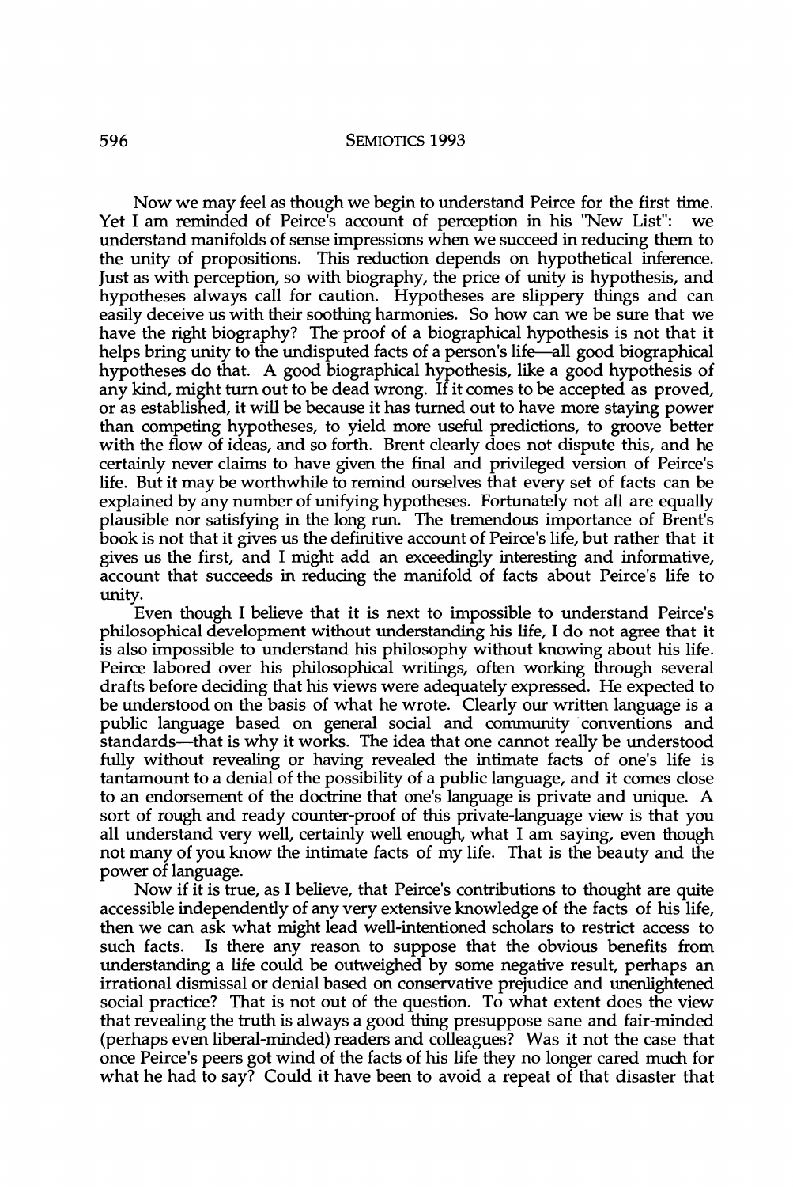Now we may feel as though we begin to understand Peirce for the first time. Yet I am reminded of Peirce's account of perception in his "New List": we understand manifolds of sense impressions when we succeed in reducing them to the unity of propositions. This reduction depends on hypothetical inference. Just as with perception, so with biography, the price of unity is hypothesis, and hypotheses always call for caution. Hypotheses are slippery things and can easily deceive us with their soothing harmonies. So how can we be sure that we have the right biography? The proof of a biographical hypothesis is not that it helps bring unity to the undisputed facts of a person's life—all good biographical hypotheses do that. A good biographical hypothesis, like a good hypothesis of any kind, might turn out to be dead wrong. If it comes to be accepted as proved, or as established, it will be because it has turned out to have more staying power than competing hypotheses, to yield more useful predictions, to groove better with the flow of ideas, and so forth. Brent clearly does not dispute this, and he certainly never claims to have given the final and privileged version of Peirce's life. But it may be worthwhile to remind ourselves that every set of facts can be explained by any number of unifying hypotheses. Fortunately not all are equally plausible nor satisfying in the long run. The tremendous importance of Brent's book is not that it gives us the definitive account of Peirce's life, but rather that it gives us the first, and I might add an exceedingly interesting and informative, account that succeeds in reducing the manifold of facts about Peirce's life to unity.

Even though I believe that it is next to impossible to understand Peirce's philosophical development without understanding his life, I do not agree that it is also impossible to understand his philosophy without knowing about his life. Peirce labored over his philosophical writings, often working through several drafts before deciding that his views were adequately expressed. He expected to be understood on the basis of what he wrote. Clearly our written language is a public language based on general social and community conventions and standards—that is why it works. The idea that one cannot really be understood fully without revealing or having revealed the intimate facts of one's life is tantamount to a denial of the possibility of a public language, and it comes close to an endorsement of the doctrine that one's language is private and unique. A sort of rough and ready counter-proof of this private-language view is that you all understand very well, certainly well enough, what I am saying, even though not many of you know the intimate facts of my life. That is the beauty and the power of language.

Now if it is true, as I believe, that Peirce's contributions to thought are quite accessible independently of any very extensive knowledge of the facts of his life, then we can ask what might lead well-intentioned scholars to restrict access to such facts. Is there any reason to suppose that the obvious benefits from understanding a life could be outweighed by some negative result, perhaps an irrational dismissal or denial based on conservative prejudice and unenlightened social practice? That is not out of the question. To what extent does the view that revealing the truth is always a good thing presuppose sane and fair-minded (perhaps even liberal-minded) readers and colleagues? Was it not the case that once Peirce's peers got wind of the facts of his life they no longer cared much for what he had to say? Could it have been to avoid a repeat of that disaster that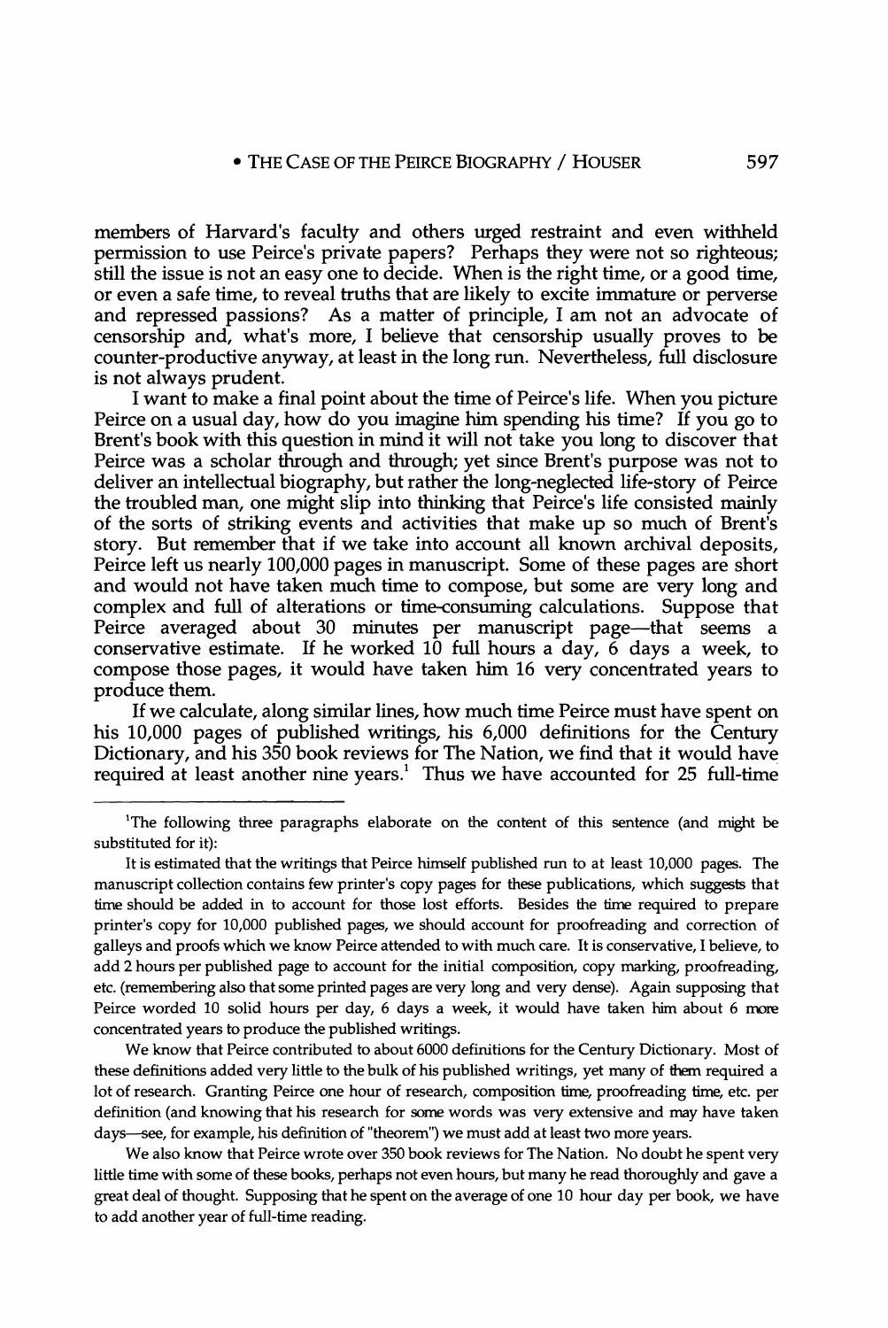members of Harvard's faculty and others urged restraint and even withheld permission to use Peirce's private papers? Perhaps they were not so righteous; still the issue is not an easy one to decide. When is the right time, or a good time, or even a safe time, to reveal truths that are likely to excite immature or perverse and repressed passions? As a matter of principle, I am not an advocate of censorship and, what's more, I believe that censorship usually proves to be counter-productive anyway, at least in the long run. Nevertheless, full disclosure is not always prudent.

I want to make a final point about the time of Peirce's life. When you picture Peirce on a usual day, how do you imagine him spending his time? If you go to Brent's book with this question in mind it will not take you long to discover that Peirce was a scholar through and through; yet since Brent's purpose was not to deliver an intellectual biography, but rather the long-neglected life-story of Peirce the troubled man, one might slip into thinking that Peirce's life consisted mainly of the sorts of striking events and activities that make up so much of Brent's story. But remember that if we take into account all known archival deposits, Peirce left us nearly 100,000 pages in manuscript. Some of these pages are short and would not have taken much time to compose, but some are very long and complex and full of alterations or time-consuming calculations. Suppose that Peirce averaged about 30 minutes per manuscript page—that seems a conservative estimate. If he worked 10 full hours a day, 6 days a week, to compose those pages, it would have taken him 16 very concentrated years to produce them.

If we calculate, along similar lines, how much time Peirce must have spent on his 10,000 pages of published writings, his 6,000 definitions for the Century Dictionary, and his 350 book reviews for The Nation, we find that it would have required at least another nine years.[1] Thus we have accounted for 25 full-time

---

[1]The following three paragraphs elaborate on the content of this sentence (and might be substituted for it):

It is estimated that the writings that Peirce himself published run to at least 10,000 pages. The manuscript collection contains few printer's copy pages for these publications, which suggests that time should be added in to account for those lost efforts. Besides the time required to prepare printer's copy for 10,000 published pages, we should account for proofreading and correction of galleys and proofs which we know Peirce attended to with much care. It is conservative, I believe, to add 2 hours per published page to account for the initial composition, copy marking, proofreading, etc. (remembering also that some printed pages are very long and very dense). Again supposing that Peirce worded 10 solid hours per day, 6 days a week, it would have taken him about 6 more concentrated years to produce the published writings.

We know that Peirce contributed to about 6000 definitions for the Century Dictionary. Most of these definitions added very little to the bulk of his published writings, yet many of them required a lot of research. Granting Peirce one hour of research, composition time, proofreading time, etc. per definition (and knowing that his research for some words was very extensive and may have taken days—see, for example, his definition of "theorem") we must add at least two more years.

We also know that Peirce wrote over 350 book reviews for The Nation. No doubt he spent very little time with some of these books, perhaps not even hours, but many he read thoroughly and gave a great deal of thought. Supposing that he spent on the average of one 10 hour day per book, we have to add another year of full-time reading.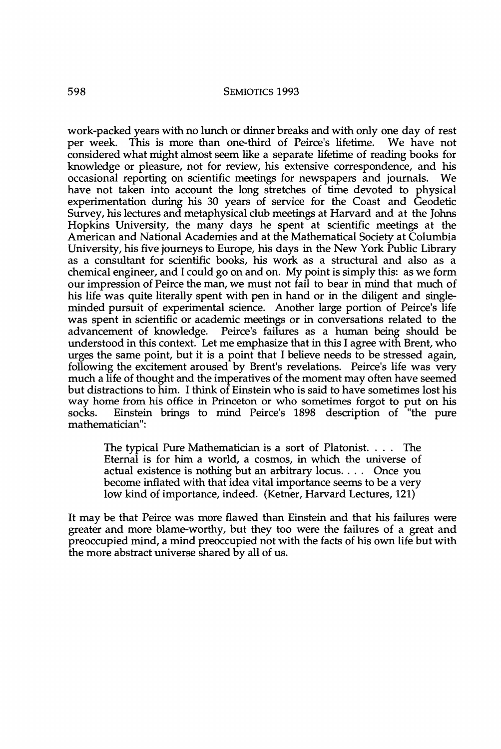work-packed years with no lunch or dinner breaks and with only one day of rest per week. This is more than one-third of Peirce's lifetime. We have not considered what might almost seem like a separate lifetime of reading books for knowledge or pleasure, not for review, his extensive correspondence, and his occasional reporting on scientific meetings for newspapers and journals. We have not taken into account the long stretches of time devoted to physical experimentation during his 30 years of service for the Coast and Geodetic Survey, his lectures and metaphysical club meetings at Harvard and at the Johns Hopkins University, the many days he spent at scientific meetings at the American and National Academies and at the Mathematical Society at Columbia University, his five journeys to Europe, his days in the New York Public Library as a consultant for scientific books, his work as a structural and also as a chemical engineer, and I could go on and on. My point is simply this: as we form our impression of Peirce the man, we must not fail to bear in mind that much of his life was quite literally spent with pen in hand or in the diligent and single-minded pursuit of experimental science. Another large portion of Peirce's life was spent in scientific or academic meetings or in conversations related to the advancement of knowledge. Peirce's failures as a human being should be understood in this context. Let me emphasize that in this I agree with Brent, who urges the same point, but it is a point that I believe needs to be stressed again, following the excitement aroused by Brent's revelations. Peirce's life was very much a life of thought and the imperatives of the moment may often have seemed but distractions to him. I think of Einstein who is said to have sometimes lost his way home from his office in Princeton or who sometimes forgot to put on his socks. Einstein brings to mind Peirce's 1898 description of "the pure mathematician":

> The typical Pure Mathematician is a sort of Platonist. . . . The Eternal is for him a world, a cosmos, in which the universe of actual existence is nothing but an arbitrary locus. . . . Once you become inflated with that idea vital importance seems to be a very low kind of importance, indeed. (Ketner, Harvard Lectures, 121)

It may be that Peirce was more flawed than Einstein and that his failures were greater and more blame-worthy, but they too were the failures of a great and preoccupied mind, a mind preoccupied not with the facts of his own life but with the more abstract universe shared by all of us.